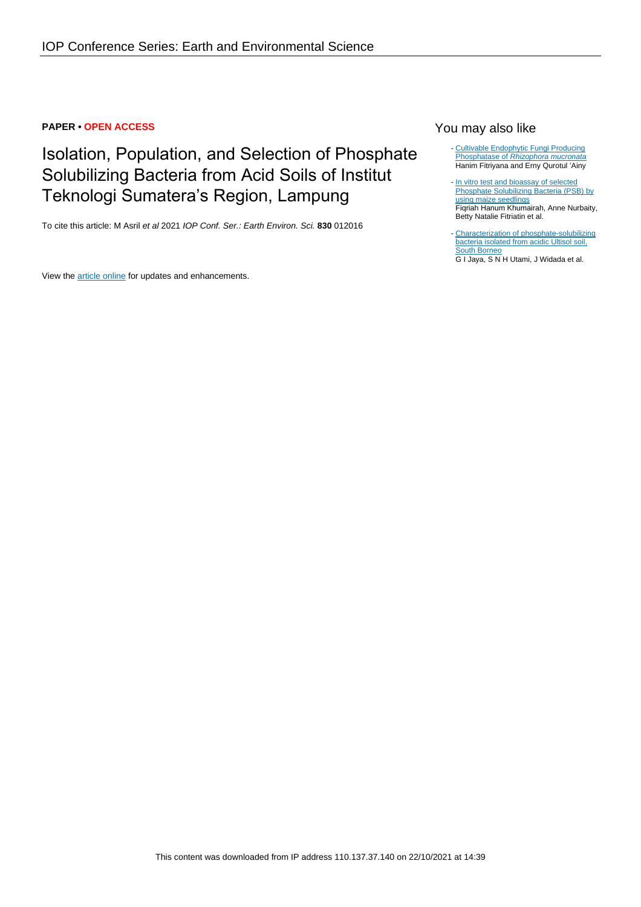**PAPER • OPEN ACCESS**

# Isolation, Population, and Selection of Phosphate Solubilizing Bacteria from Acid Soils of Institut Teknologi Sumatera's Region, Lampung

To cite this article: M Asril *et al* 2021 *IOP Conf. Ser.: Earth Environ. Sci.* **830** 012016

View the article online for updates and enhancements.

## You may also like

- Cultivable Endophytic Fungi Producing Phosphatase of *Rhizophora mucronata*
  Hanim Fitriyana and Erny Qurotul 'Ainy

- In vitro test and bioassay of selected Phosphate Solubilizing Bacteria (PSB) by using maize seedlings
  Fiqriah Hanum Khumairah, Anne Nurbaity, Betty Natalie Fitriatin et al.

- Characterization of phosphate-solubilizing bacteria isolated from acidic Ultisol soil, South Borneo
  G I Jaya, S N H Utami, J Widada et al.

This content was downloaded from IP address 110.137.37.140 on 22/10/2021 at 14:39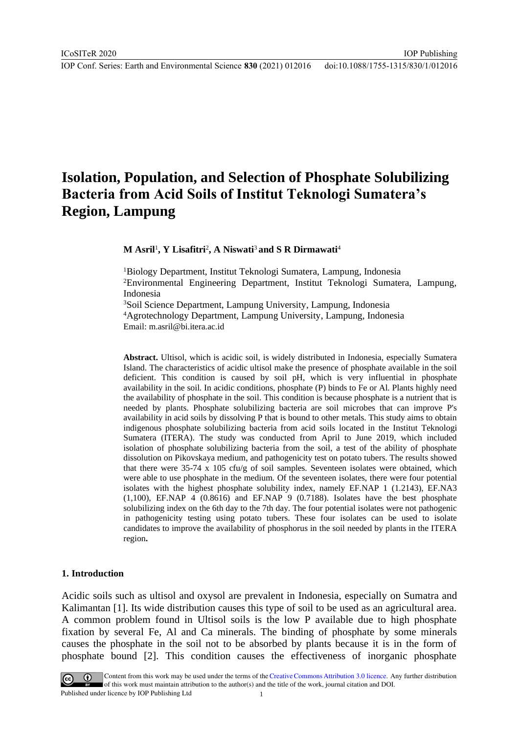# Isolation, Population, and Selection of Phosphate Solubilizing Bacteria from Acid Soils of Institut Teknologi Sumatera's Region, Lampung

**M Asril**[1]**, Y Lisafitri**[2]**, A Niswati**[3] **and S R Dirmawati**[4]

[1]Biology Department, Institut Teknologi Sumatera, Lampung, Indonesia
[2]Environmental Engineering Department, Institut Teknologi Sumatera, Lampung, Indonesia
[3]Soil Science Department, Lampung University, Lampung, Indonesia
[4]Agrotechnology Department, Lampung University, Lampung, Indonesia
Email: m.asril@bi.itera.ac.id

**Abstract.** Ultisol, which is acidic soil, is widely distributed in Indonesia, especially Sumatera Island. The characteristics of acidic ultisol make the presence of phosphate available in the soil deficient. This condition is caused by soil pH, which is very influential in phosphate availability in the soil. In acidic conditions, phosphate (P) binds to Fe or Al. Plants highly need the availability of phosphate in the soil. This condition is because phosphate is a nutrient that is needed by plants. Phosphate solubilizing bacteria are soil microbes that can improve P's availability in acid soils by dissolving P that is bound to other metals. This study aims to obtain indigenous phosphate solubilizing bacteria from acid soils located in the Institut Teknologi Sumatera (ITERA). The study was conducted from April to June 2019, which included isolation of phosphate solubilizing bacteria from the soil, a test of the ability of phosphate dissolution on Pikovskaya medium, and pathogenicity test on potato tubers. The results showed that there were 35-74 x 105 cfu/g of soil samples. Seventeen isolates were obtained, which were able to use phosphate in the medium. Of the seventeen isolates, there were four potential isolates with the highest phosphate solubility index, namely EF.NAP 1 (1.2143), EF.NA3 (1,100), EF.NAP 4 (0.8616) and EF.NAP 9 (0.7188). Isolates have the best phosphate solubilizing index on the 6th day to the 7th day. The four potential isolates were not pathogenic in pathogenicity testing using potato tubers. These four isolates can be used to isolate candidates to improve the availability of phosphorus in the soil needed by plants in the ITERA region**.**

## 1. Introduction

Acidic soils such as ultisol and oxysol are prevalent in Indonesia, especially on Sumatra and Kalimantan [1]. Its wide distribution causes this type of soil to be used as an agricultural area. A common problem found in Ultisol soils is the low P available due to high phosphate fixation by several Fe, Al and Ca minerals. The binding of phosphate by some minerals causes the phosphate in the soil not to be absorbed by plants because it is in the form of phosphate bound [2]. This condition causes the effectiveness of inorganic phosphate

Content from this work may be used under the terms of the Creative Commons Attribution 3.0 licence. Any further distribution of this work must maintain attribution to the author(s) and the title of the work, journal citation and DOI.
Published under licence by IOP Publishing Ltd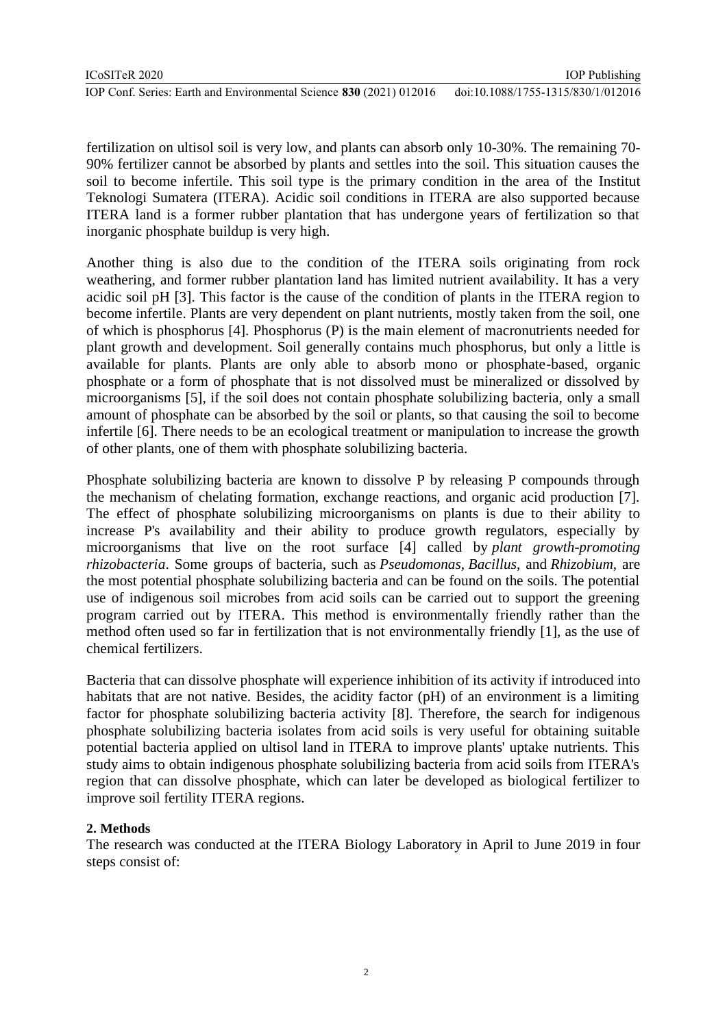fertilization on ultisol soil is very low, and plants can absorb only 10-30%. The remaining 70-90% fertilizer cannot be absorbed by plants and settles into the soil. This situation causes the soil to become infertile. This soil type is the primary condition in the area of the Institut Teknologi Sumatera (ITERA). Acidic soil conditions in ITERA are also supported because ITERA land is a former rubber plantation that has undergone years of fertilization so that inorganic phosphate buildup is very high.

Another thing is also due to the condition of the ITERA soils originating from rock weathering, and former rubber plantation land has limited nutrient availability. It has a very acidic soil pH [3]. This factor is the cause of the condition of plants in the ITERA region to become infertile. Plants are very dependent on plant nutrients, mostly taken from the soil, one of which is phosphorus [4]. Phosphorus (P) is the main element of macronutrients needed for plant growth and development. Soil generally contains much phosphorus, but only a little is available for plants. Plants are only able to absorb mono or phosphate-based, organic phosphate or a form of phosphate that is not dissolved must be mineralized or dissolved by microorganisms [5], if the soil does not contain phosphate solubilizing bacteria, only a small amount of phosphate can be absorbed by the soil or plants, so that causing the soil to become infertile [6]. There needs to be an ecological treatment or manipulation to increase the growth of other plants, one of them with phosphate solubilizing bacteria.

Phosphate solubilizing bacteria are known to dissolve P by releasing P compounds through the mechanism of chelating formation, exchange reactions, and organic acid production [7]. The effect of phosphate solubilizing microorganisms on plants is due to their ability to increase P's availability and their ability to produce growth regulators, especially by microorganisms that live on the root surface [4] called by *plant growth-promoting rhizobacteria*. Some groups of bacteria, such as *Pseudomonas*, *Bacillus,* and *Rhizobium*, are the most potential phosphate solubilizing bacteria and can be found on the soils. The potential use of indigenous soil microbes from acid soils can be carried out to support the greening program carried out by ITERA. This method is environmentally friendly rather than the method often used so far in fertilization that is not environmentally friendly [1], as the use of chemical fertilizers.

Bacteria that can dissolve phosphate will experience inhibition of its activity if introduced into habitats that are not native. Besides, the acidity factor (pH) of an environment is a limiting factor for phosphate solubilizing bacteria activity [8]. Therefore, the search for indigenous phosphate solubilizing bacteria isolates from acid soils is very useful for obtaining suitable potential bacteria applied on ultisol land in ITERA to improve plants' uptake nutrients. This study aims to obtain indigenous phosphate solubilizing bacteria from acid soils from ITERA's region that can dissolve phosphate, which can later be developed as biological fertilizer to improve soil fertility ITERA regions.

## 2. Methods

The research was conducted at the ITERA Biology Laboratory in April to June 2019 in four steps consist of: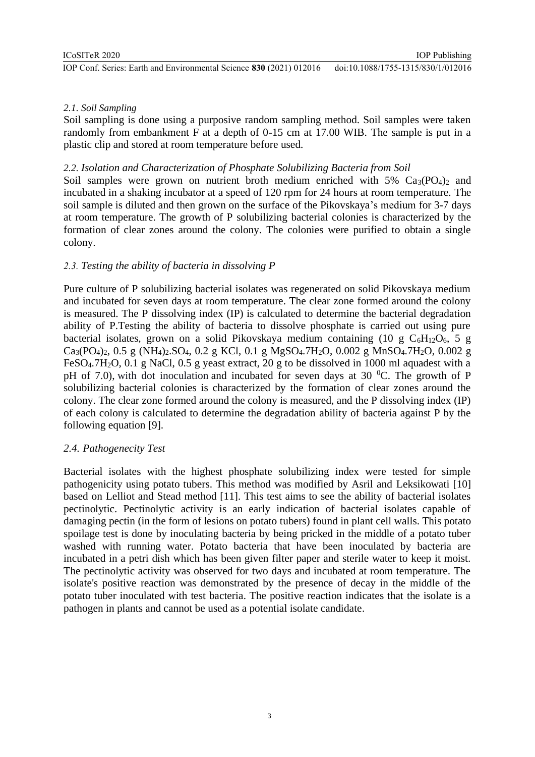*2.1. Soil Sampling*

Soil sampling is done using a purposive random sampling method. Soil samples were taken randomly from embankment F at a depth of 0-15 cm at 17.00 WIB. The sample is put in a plastic clip and stored at room temperature before used.

*2.2. Isolation and Characterization of Phosphate Solubilizing Bacteria from Soil*

Soil samples were grown on nutrient broth medium enriched with 5% $Ca_3(PO_4)_2$ and incubated in a shaking incubator at a speed of 120 rpm for 24 hours at room temperature. The soil sample is diluted and then grown on the surface of the Pikovskaya's medium for 3-7 days at room temperature. The growth of P solubilizing bacterial colonies is characterized by the formation of clear zones around the colony. The colonies were purified to obtain a single colony.

*2.3. Testing the ability of bacteria in dissolving P*

Pure culture of P solubilizing bacterial isolates was regenerated on solid Pikovskaya medium and incubated for seven days at room temperature. The clear zone formed around the colony is measured. The P dissolving index (IP) is calculated to determine the bacterial degradation ability of P.Testing the ability of bacteria to dissolve phosphate is carried out using pure bacterial isolates, grown on a solid Pikovskaya medium containing (10 g $C_6H_{12}O_6$, 5 g $Ca_3(PO_4)_2$, 0.5 g $(NH_4)_2.SO_4$, 0.2 g KCl, 0.1 g $MgSO_4.7H_2O$, 0.002 g $MnSO_4.7H_2O$, 0.002 g $FeSO_4.7H_2O$, 0.1 g NaCl, 0.5 g yeast extract, 20 g to be dissolved in 1000 ml aquadest with a pH of 7.0), with dot inoculation and incubated for seven days at 30 $^0$C. The growth of P solubilizing bacterial colonies is characterized by the formation of clear zones around the colony. The clear zone formed around the colony is measured, and the P dissolving index (IP) of each colony is calculated to determine the degradation ability of bacteria against P by the following equation [9].

*2.4. Pathogenecity Test*

Bacterial isolates with the highest phosphate solubilizing index were tested for simple pathogenicity using potato tubers. This method was modified by Asril and Leksikowati [10] based on Lelliot and Stead method [11]. This test aims to see the ability of bacterial isolates pectinolytic. Pectinolytic activity is an early indication of bacterial isolates capable of damaging pectin (in the form of lesions on potato tubers) found in plant cell walls. This potato spoilage test is done by inoculating bacteria by being pricked in the middle of a potato tuber washed with running water. Potato bacteria that have been inoculated by bacteria are incubated in a petri dish which has been given filter paper and sterile water to keep it moist. The pectinolytic activity was observed for two days and incubated at room temperature. The isolate's positive reaction was demonstrated by the presence of decay in the middle of the potato tuber inoculated with test bacteria. The positive reaction indicates that the isolate is a pathogen in plants and cannot be used as a potential isolate candidate.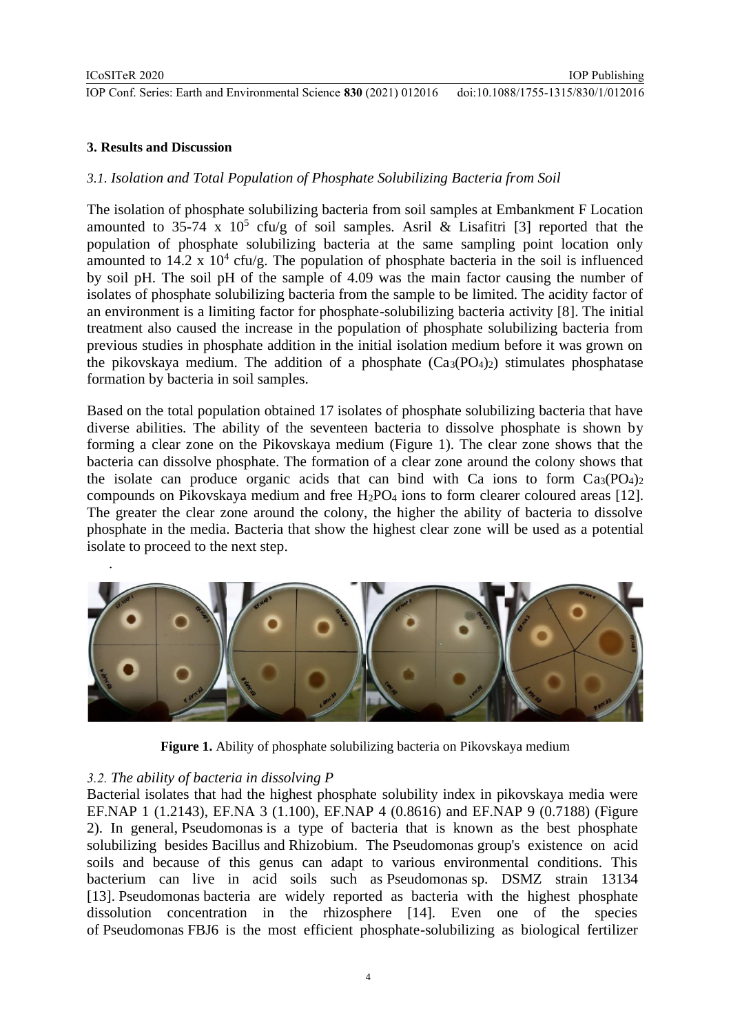## 3. Results and Discussion

### *3.1. Isolation and Total Population of Phosphate Solubilizing Bacteria from Soil*

The isolation of phosphate solubilizing bacteria from soil samples at Embankment F Location amounted to 35-74 x $10^5$ cfu/g of soil samples. Asril & Lisafitri [3] reported that the population of phosphate solubilizing bacteria at the same sampling point location only amounted to 14.2 x $10^4$ cfu/g. The population of phosphate bacteria in the soil is influenced by soil pH. The soil pH of the sample of 4.09 was the main factor causing the number of isolates of phosphate solubilizing bacteria from the sample to be limited. The acidity factor of an environment is a limiting factor for phosphate-solubilizing bacteria activity [8]. The initial treatment also caused the increase in the population of phosphate solubilizing bacteria from previous studies in phosphate addition in the initial isolation medium before it was grown on the pikovskaya medium. The addition of a phosphate ($Ca_3(PO_4)_2$) stimulates phosphatase formation by bacteria in soil samples.

Based on the total population obtained 17 isolates of phosphate solubilizing bacteria that have diverse abilities. The ability of the seventeen bacteria to dissolve phosphate is shown by forming a clear zone on the Pikovskaya medium (Figure 1). The clear zone shows that the bacteria can dissolve phosphate. The formation of a clear zone around the colony shows that the isolate can produce organic acids that can bind with Ca ions to form $Ca_3(PO_4)_2$ compounds on Pikovskaya medium and free $H_2PO_4$ ions to form clearer coloured areas [12]. The greater the clear zone around the colony, the higher the ability of bacteria to dissolve phosphate in the media. Bacteria that show the highest clear zone will be used as a potential isolate to proceed to the next step.

**Figure 1.** Ability of phosphate solubilizing bacteria on Pikovskaya medium

### *3.2. The ability of bacteria in dissolving P*

Bacterial isolates that had the highest phosphate solubility index in pikovskaya media were EF.NAP 1 (1.2143), EF.NA 3 (1.100), EF.NAP 4 (0.8616) and EF.NAP 9 (0.7188) (Figure 2). In general, Pseudomonas is a type of bacteria that is known as the best phosphate solubilizing besides Bacillus and Rhizobium. The Pseudomonas group's existence on acid soils and because of this genus can adapt to various environmental conditions. This bacterium can live in acid soils such as Pseudomonas sp. DSMZ strain 13134 [13]. Pseudomonas bacteria are widely reported as bacteria with the highest phosphate dissolution concentration in the rhizosphere [14]. Even one of the species of Pseudomonas FBJ6 is the most efficient phosphate-solubilizing as biological fertilizer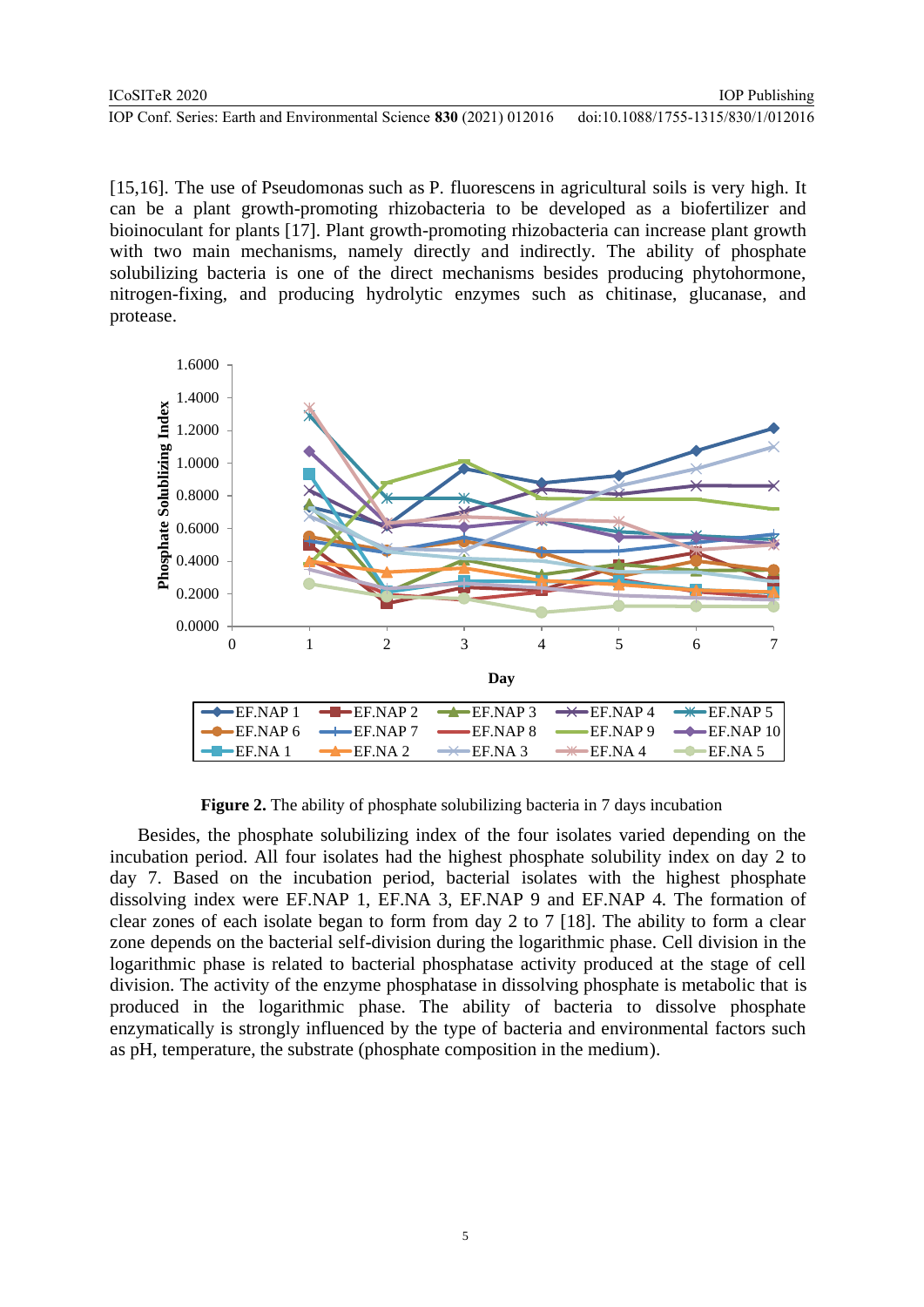[15,16]. The use of Pseudomonas such as P. fluorescens in agricultural soils is very high. It can be a plant growth-promoting rhizobacteria to be developed as a biofertilizer and bioinoculant for plants [17]. Plant growth-promoting rhizobacteria can increase plant growth with two main mechanisms, namely directly and indirectly. The ability of phosphate solubilizing bacteria is one of the direct mechanisms besides producing phytohormone, nitrogen-fixing, and producing hydrolytic enzymes such as chitinase, glucanase, and protease.

**Figure 2.** The ability of phosphate solubilizing bacteria in 7 days incubation

Besides, the phosphate solubilizing index of the four isolates varied depending on the incubation period. All four isolates had the highest phosphate solubility index on day 2 to day 7. Based on the incubation period, bacterial isolates with the highest phosphate dissolving index were EF.NAP 1, EF.NA 3, EF.NAP 9 and EF.NAP 4. The formation of clear zones of each isolate began to form from day 2 to 7 [18]. The ability to form a clear zone depends on the bacterial self-division during the logarithmic phase. Cell division in the logarithmic phase is related to bacterial phosphatase activity produced at the stage of cell division. The activity of the enzyme phosphatase in dissolving phosphate is metabolic that is produced in the logarithmic phase. The ability of bacteria to dissolve phosphate enzymatically is strongly influenced by the type of bacteria and environmental factors such as pH, temperature, the substrate (phosphate composition in the medium).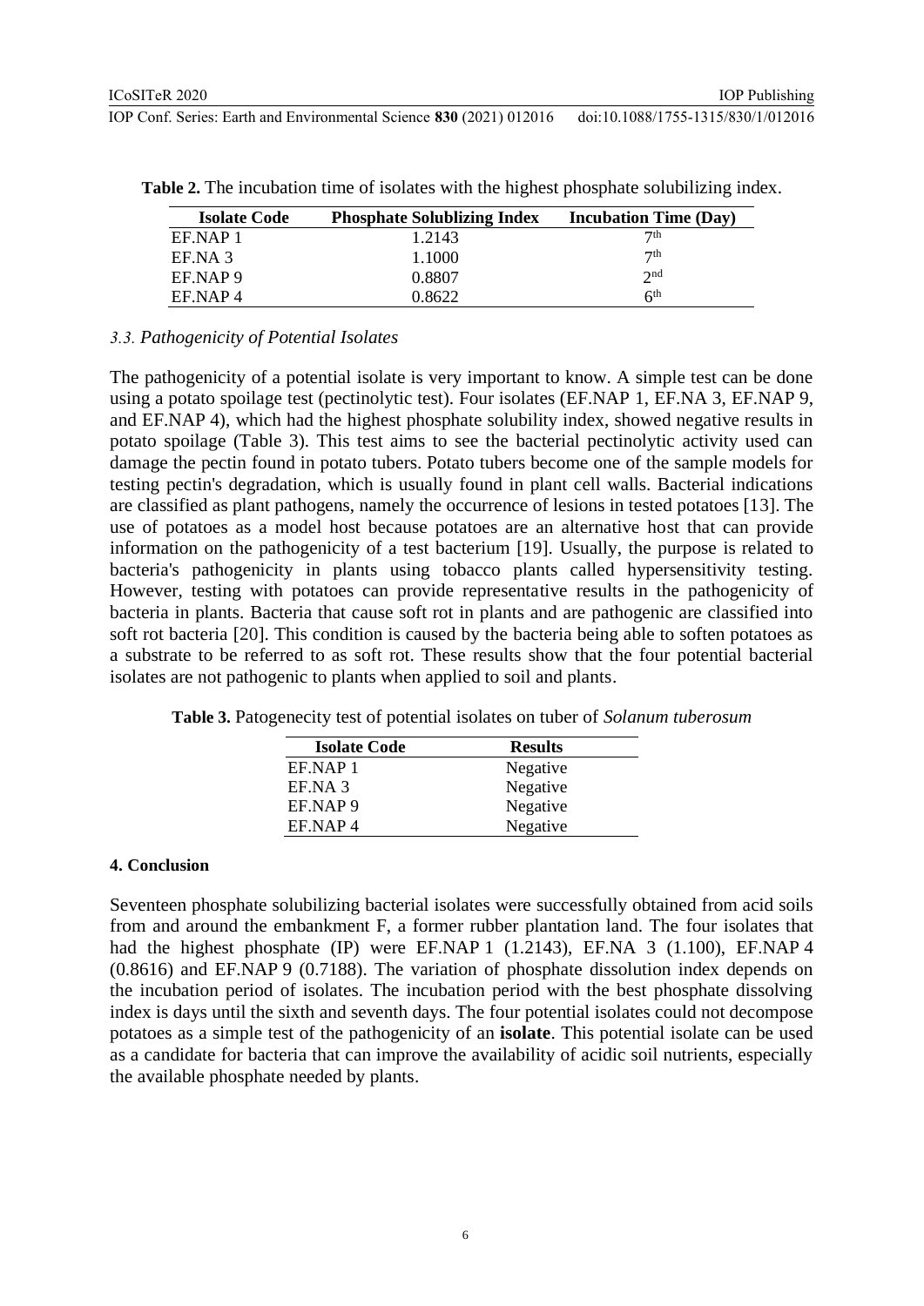**Table 2.** The incubation time of isolates with the highest phosphate solubilizing index.

| Isolate Code | Phosphate Solublizing Index | Incubation Time (Day) |
|---|---|---|
| EF.NAP 1 | 1.2143 | 7th |
| EF.NA 3 | 1.1000 | 7th |
| EF.NAP 9 | 0.8807 | 2nd |
| EF.NAP 4 | 0.8622 | 6th |

### *3.3. Pathogenicity of Potential Isolates*

The pathogenicity of a potential isolate is very important to know. A simple test can be done using a potato spoilage test (pectinolytic test). Four isolates (EF.NAP 1, EF.NA 3, EF.NAP 9, and EF.NAP 4), which had the highest phosphate solubility index, showed negative results in potato spoilage (Table 3). This test aims to see the bacterial pectinolytic activity used can damage the pectin found in potato tubers. Potato tubers become one of the sample models for testing pectin's degradation, which is usually found in plant cell walls. Bacterial indications are classified as plant pathogens, namely the occurrence of lesions in tested potatoes [13]. The use of potatoes as a model host because potatoes are an alternative host that can provide information on the pathogenicity of a test bacterium [19]. Usually, the purpose is related to bacteria's pathogenicity in plants using tobacco plants called hypersensitivity testing. However, testing with potatoes can provide representative results in the pathogenicity of bacteria in plants. Bacteria that cause soft rot in plants and are pathogenic are classified into soft rot bacteria [20]. This condition is caused by the bacteria being able to soften potatoes as a substrate to be referred to as soft rot. These results show that the four potential bacterial isolates are not pathogenic to plants when applied to soil and plants.

**Table 3.** Patogenecity test of potential isolates on tuber of *Solanum tuberosum*

| Isolate Code | Results |
|---|---|
| EF.NAP 1 | Negative |
| EF.NA 3 | Negative |
| EF.NAP 9 | Negative |
| EF.NAP 4 | Negative |

## 4. Conclusion

Seventeen phosphate solubilizing bacterial isolates were successfully obtained from acid soils from and around the embankment F, a former rubber plantation land. The four isolates that had the highest phosphate (IP) were EF.NAP 1 (1.2143), EF.NA 3 (1.100), EF.NAP 4 (0.8616) and EF.NAP 9 (0.7188). The variation of phosphate dissolution index depends on the incubation period of isolates. The incubation period with the best phosphate dissolving index is days until the sixth and seventh days. The four potential isolates could not decompose potatoes as a simple test of the pathogenicity of an **isolate**. This potential isolate can be used as a candidate for bacteria that can improve the availability of acidic soil nutrients, especially the available phosphate needed by plants.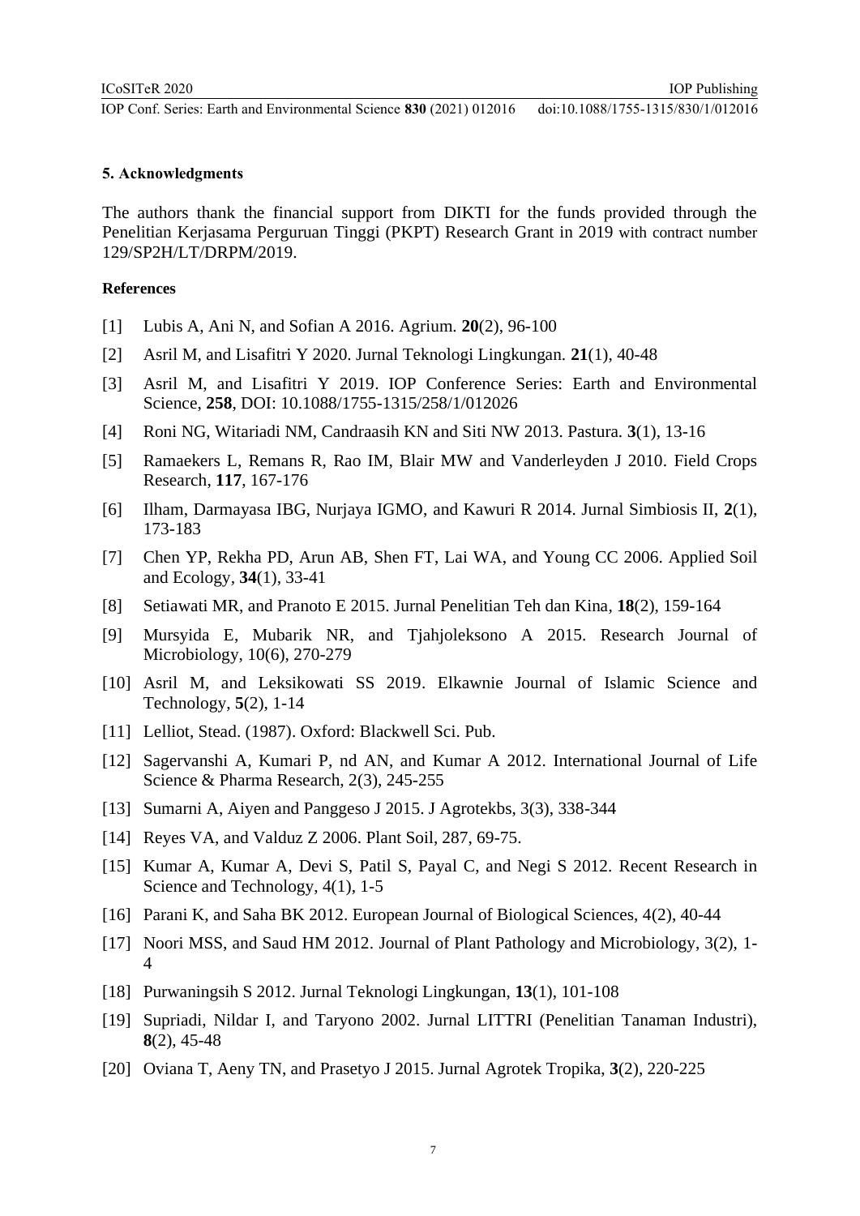## 5. Acknowledgments

The authors thank the financial support from DIKTI for the funds provided through the Penelitian Kerjasama Perguruan Tinggi (PKPT) Research Grant in 2019 with contract number 129/SP2H/LT/DRPM/2019.

## References

[1] Lubis A, Ani N, and Sofian A 2016. Agrium. **20**(2), 96-100

[2] Asril M, and Lisafitri Y 2020. Jurnal Teknologi Lingkungan. **21**(1), 40-48

[3] Asril M, and Lisafitri Y 2019. IOP Conference Series: Earth and Environmental Science, **258**, DOI: 10.1088/1755-1315/258/1/012026

[4] Roni NG, Witariadi NM, Candraasih KN and Siti NW 2013. Pastura. **3**(1), 13-16

[5] Ramaekers L, Remans R, Rao IM, Blair MW and Vanderleyden J 2010. Field Crops Research, **117**, 167-176

[6] Ilham, Darmayasa IBG, Nurjaya IGMO, and Kawuri R 2014. Jurnal Simbiosis II, **2**(1), 173-183

[7] Chen YP, Rekha PD, Arun AB, Shen FT, Lai WA, and Young CC 2006. Applied Soil and Ecology, **34**(1), 33-41

[8] Setiawati MR, and Pranoto E 2015. Jurnal Penelitian Teh dan Kina, **18**(2), 159-164

[9] Mursyida E, Mubarik NR, and Tjahjoleksono A 2015. Research Journal of Microbiology, 10(6), 270-279

[10] Asril M, and Leksikowati SS 2019. Elkawnie Journal of Islamic Science and Technology, **5**(2), 1-14

[11] Lelliot, Stead. (1987). Oxford: Blackwell Sci. Pub.

[12] Sagervanshi A, Kumari P, nd AN, and Kumar A 2012. International Journal of Life Science & Pharma Research, 2(3), 245-255

[13] Sumarni A, Aiyen and Panggeso J 2015. J Agrotekbs, 3(3), 338-344

[14] Reyes VA, and Valduz Z 2006. Plant Soil, 287, 69-75.

[15] Kumar A, Kumar A, Devi S, Patil S, Payal C, and Negi S 2012. Recent Research in Science and Technology, 4(1), 1-5

[16] Parani K, and Saha BK 2012. European Journal of Biological Sciences, 4(2), 40-44

[17] Noori MSS, and Saud HM 2012. Journal of Plant Pathology and Microbiology, 3(2), 1-4

[18] Purwaningsih S 2012. Jurnal Teknologi Lingkungan, **13**(1), 101-108

[19] Supriadi, Nildar I, and Taryono 2002. Jurnal LITTRI (Penelitian Tanaman Industri), **8**(2), 45-48

[20] Oviana T, Aeny TN, and Prasetyo J 2015. Jurnal Agrotek Tropika, **3**(2), 220-225